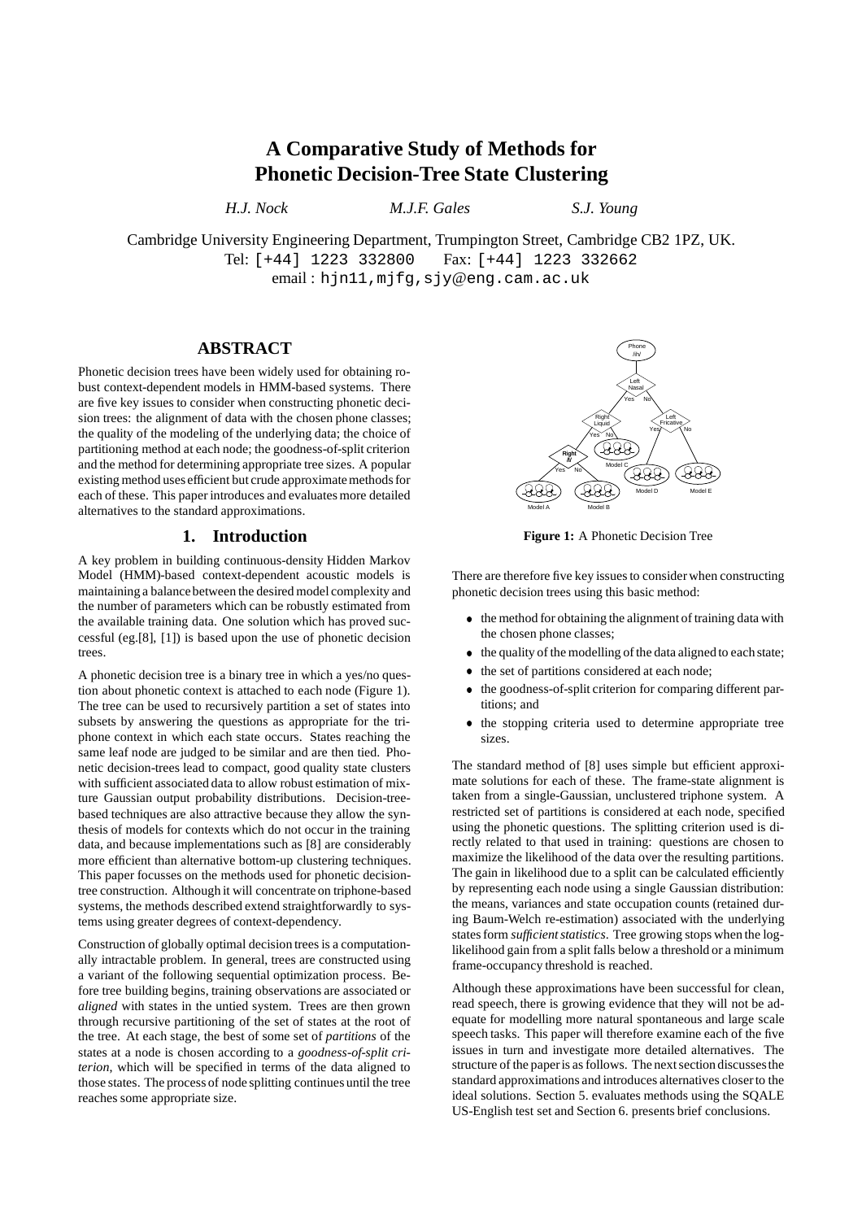# A Comparative Study of Methods for Phonetic Decision-Tree State Clustering

*H.J. Nock* *M.J.F. Gales* *S.J. Young*

Cambridge University Engineering Department, Trumpington Street, Cambridge CB2 1PZ, UK.
Tel: [+44] 1223 332800 Fax: [+44] 1223 332662
email : hjn11,mjfg,sjy@eng.cam.ac.uk

## ABSTRACT

Phonetic decision trees have been widely used for obtaining robust context-dependent models in HMM-based systems. There are five key issues to consider when constructing phonetic decision trees: the alignment of data with the chosen phone classes; the quality of the modeling of the underlying data; the choice of partitioning method at each node; the goodness-of-split criterion and the method for determining appropriate tree sizes. A popular existing method uses efficient but crude approximate methods for each of these. This paper introduces and evaluates more detailed alternatives to the standard approximations.

## 1. Introduction

A key problem in building continuous-density Hidden Markov Model (HMM)-based context-dependent acoustic models is maintaining a balance between the desired model complexity and the number of parameters which can be robustly estimated from the available training data. One solution which has proved successful (eg.[8], [1]) is based upon the use of phonetic decision trees.

A phonetic decision tree is a binary tree in which a yes/no question about phonetic context is attached to each node (Figure 1). The tree can be used to recursively partition a set of states into subsets by answering the questions as appropriate for the triphone context in which each state occurs. States reaching the same leaf node are judged to be similar and are then tied. Phonetic decision-trees lead to compact, good quality state clusters with sufficient associated data to allow robust estimation of mixture Gaussian output probability distributions. Decision-tree-based techniques are also attractive because they allow the synthesis of models for contexts which do not occur in the training data, and because implementations such as [8] are considerably more efficient than alternative bottom-up clustering techniques. This paper focusses on the methods used for phonetic decision-tree construction. Although it will concentrate on triphone-based systems, the methods described extend straightforwardly to systems using greater degrees of context-dependency.

Construction of globally optimal decision trees is a computationally intractable problem. In general, trees are constructed using a variant of the following sequential optimization process. Before tree building begins, training observations are associated or *aligned* with states in the untied system. Trees are then grown through recursive partitioning of the set of states at the root of the tree. At each stage, the best of some set of *partitions* of the states at a node is chosen according to a *goodness-of-split criterion*, which will be specified in terms of the data aligned to those states. The process of node splitting continues until the tree reaches some appropriate size.

**Figure 1:** A Phonetic Decision Tree

There are therefore five key issues to consider when constructing phonetic decision trees using this basic method:

- the method for obtaining the alignment of training data with the chosen phone classes;
- the quality of the modelling of the data aligned to each state;
- the set of partitions considered at each node;
- the goodness-of-split criterion for comparing different partitions; and
- the stopping criteria used to determine appropriate tree sizes.

The standard method of [8] uses simple but efficient approximate solutions for each of these. The frame-state alignment is taken from a single-Gaussian, unclustered triphone system. A restricted set of partitions is considered at each node, specified using the phonetic questions. The splitting criterion used is directly related to that used in training: questions are chosen to maximize the likelihood of the data over the resulting partitions. The gain in likelihood due to a split can be calculated efficiently by representing each node using a single Gaussian distribution: the means, variances and state occupation counts (retained during Baum-Welch re-estimation) associated with the underlying states form *sufficient statistics*. Tree growing stops when the log-likelihood gain from a split falls below a threshold or a minimum frame-occupancy threshold is reached.

Although these approximations have been successful for clean, read speech, there is growing evidence that they will not be adequate for modelling more natural spontaneous and large scale speech tasks. This paper will therefore examine each of the five issues in turn and investigate more detailed alternatives. The structure of the paper is as follows. The next section discusses the standard approximations and introduces alternatives closer to the ideal solutions. Section 5. evaluates methods using the SQALE US-English test set and Section 6. presents brief conclusions.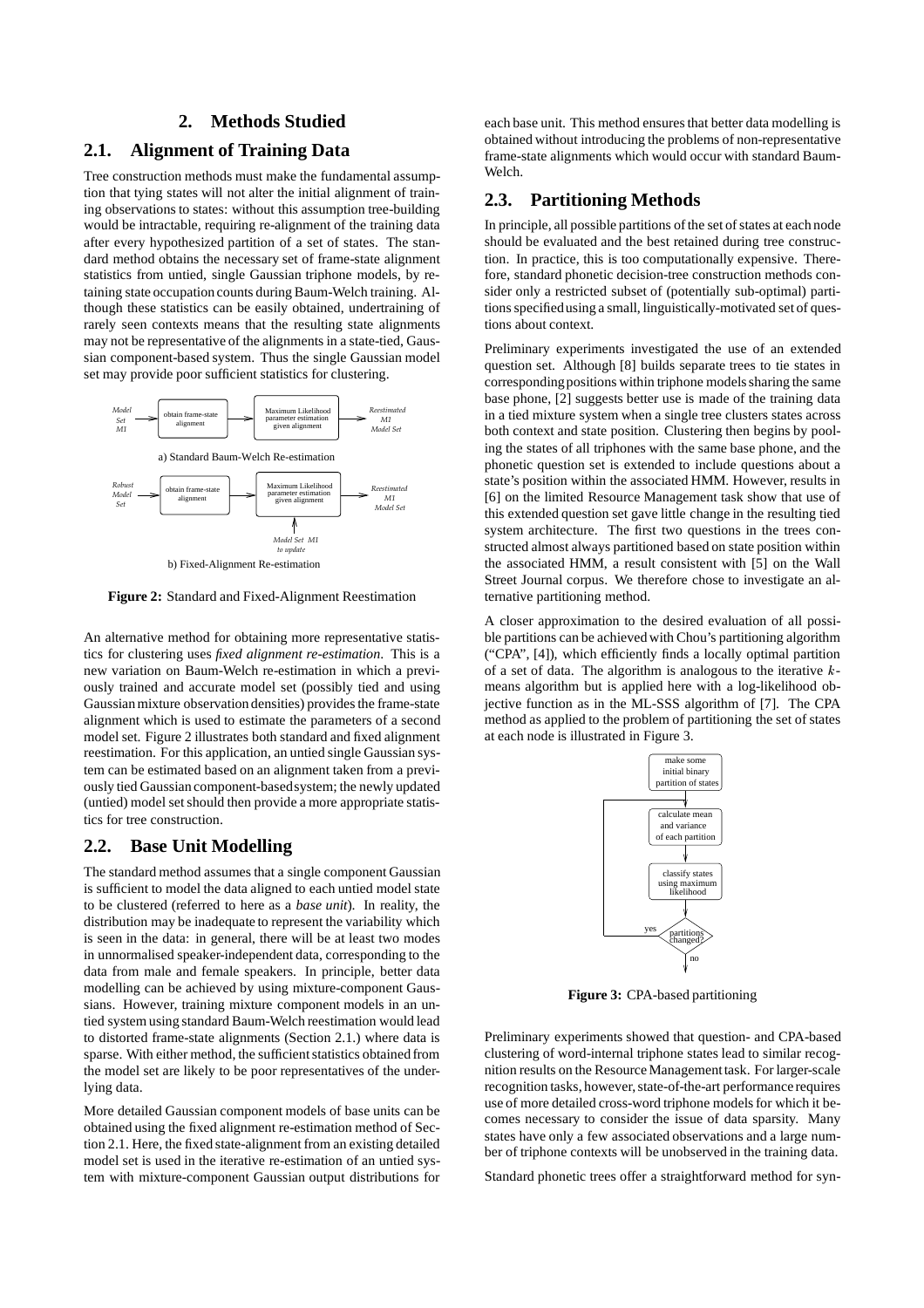# 2. Methods Studied

## 2.1. Alignment of Training Data

Tree construction methods must make the fundamental assumption that tying states will not alter the initial alignment of training observations to states: without this assumption tree-building would be intractable, requiring re-alignment of the training data after every hypothesized partition of a set of states. The standard method obtains the necessary set of frame-state alignment statistics from untied, single Gaussian triphone models, by retaining state occupation counts during Baum-Welch training. Although these statistics can be easily obtained, undertraining of rarely seen contexts means that the resulting state alignments may not be representative of the alignments in a state-tied, Gaussian component-based system. Thus the single Gaussian model set may provide poor sufficient statistics for clustering.

a) Standard Baum-Welch Re-estimation

b) Fixed-Alignment Re-estimation

**Figure 2:** Standard and Fixed-Alignment Reestimation

An alternative method for obtaining more representative statistics for clustering uses *fixed alignment re-estimation*. This is a new variation on Baum-Welch re-estimation in which a previously trained and accurate model set (possibly tied and using Gaussian mixture observation densities) provides the frame-state alignment which is used to estimate the parameters of a second model set. Figure 2 illustrates both standard and fixed alignment reestimation. For this application, an untied single Gaussian system can be estimated based on an alignment taken from a previously tied Gaussian component-based system; the newly updated (untied) model set should then provide a more appropriate statistics for tree construction.

## 2.2. Base Unit Modelling

The standard method assumes that a single component Gaussian is sufficient to model the data aligned to each untied model state to be clustered (referred to here as a *base unit*). In reality, the distribution may be inadequate to represent the variability which is seen in the data: in general, there will be at least two modes in unnormalised speaker-independent data, corresponding to the data from male and female speakers. In principle, better data modelling can be achieved by using mixture-component Gaussians. However, training mixture component models in an untied system using standard Baum-Welch reestimation would lead to distorted frame-state alignments (Section 2.1.) where data is sparse. With either method, the sufficient statistics obtained from the model set are likely to be poor representatives of the underlying data.

More detailed Gaussian component models of base units can be obtained using the fixed alignment re-estimation method of Section 2.1. Here, the fixed state-alignment from an existing detailed model set is used in the iterative re-estimation of an untied system with mixture-component Gaussian output distributions for each base unit. This method ensures that better data modelling is obtained without introducing the problems of non-representative frame-state alignments which would occur with standard Baum-Welch.

## 2.3. Partitioning Methods

In principle, all possible partitions of the set of states at each node should be evaluated and the best retained during tree construction. In practice, this is too computationally expensive. Therefore, standard phonetic decision-tree construction methods consider only a restricted subset of (potentially sub-optimal) partitions specified using a small, linguistically-motivated set of questions about context.

Preliminary experiments investigated the use of an extended question set. Although [8] builds separate trees to tie states in corresponding positions within triphone models sharing the same base phone, [2] suggests better use is made of the training data in a tied mixture system when a single tree clusters states across both context and state position. Clustering then begins by pooling the states of all triphones with the same base phone, and the phonetic question set is extended to include questions about a state's position within the associated HMM. However, results in [6] on the limited Resource Management task show that use of this extended question set gave little change in the resulting tied system architecture. The first two questions in the trees constructed almost always partitioned based on state position within the associated HMM, a result consistent with [5] on the Wall Street Journal corpus. We therefore chose to investigate an alternative partitioning method.

A closer approximation to the desired evaluation of all possible partitions can be achieved with Chou's partitioning algorithm ("CPA", [4]), which efficiently finds a locally optimal partition of a set of data. The algorithm is analogous to the iterative $k$-means algorithm but is applied here with a log-likelihood objective function as in the ML-SSS algorithm of [7]. The CPA method as applied to the problem of partitioning the set of states at each node is illustrated in Figure 3.

**Figure 3:** CPA-based partitioning

Preliminary experiments showed that question- and CPA-based clustering of word-internal triphone states lead to similar recognition results on the Resource Management task. For larger-scale recognition tasks, however, state-of-the-art performance requires use of more detailed cross-word triphone models for which it becomes necessary to consider the issue of data sparsity. Many states have only a few associated observations and a large number of triphone contexts will be unobserved in the training data.

Standard phonetic trees offer a straightforward method for syn-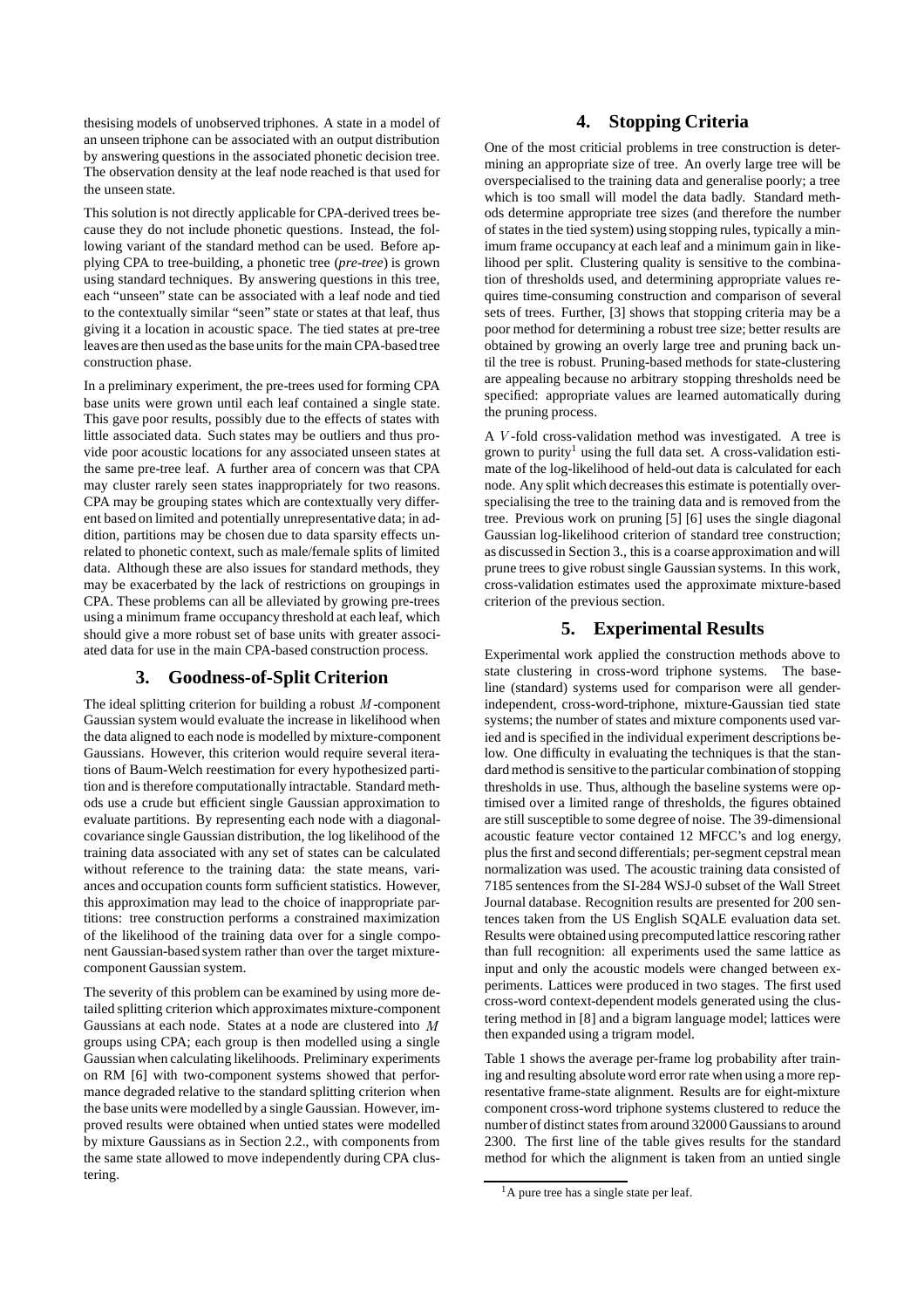thesising models of unobserved triphones. A state in a model of an unseen triphone can be associated with an output distribution by answering questions in the associated phonetic decision tree. The observation density at the leaf node reached is that used for the unseen state.

This solution is not directly applicable for CPA-derived trees because they do not include phonetic questions. Instead, the following variant of the standard method can be used. Before applying CPA to tree-building, a phonetic tree (*pre-tree*) is grown using standard techniques. By answering questions in this tree, each "unseen" state can be associated with a leaf node and tied to the contextually similar "seen" state or states at that leaf, thus giving it a location in acoustic space. The tied states at pre-tree leaves are then used as the base units for the main CPA-based tree construction phase.

In a preliminary experiment, the pre-trees used for forming CPA base units were grown until each leaf contained a single state. This gave poor results, possibly due to the effects of states with little associated data. Such states may be outliers and thus provide poor acoustic locations for any associated unseen states at the same pre-tree leaf. A further area of concern was that CPA may cluster rarely seen states inappropriately for two reasons. CPA may be grouping states which are contextually very different based on limited and potentially unrepresentative data; in addition, partitions may be chosen due to data sparsity effects unrelated to phonetic context, such as male/female splits of limited data. Although these are also issues for standard methods, they may be exacerbated by the lack of restrictions on groupings in CPA. These problems can all be alleviated by growing pre-trees using a minimum frame occupancy threshold at each leaf, which should give a more robust set of base units with greater associated data for use in the main CPA-based construction process.

## 3. Goodness-of-Split Criterion

The ideal splitting criterion for building a robust $M$-component Gaussian system would evaluate the increase in likelihood when the data aligned to each node is modelled by mixture-component Gaussians. However, this criterion would require several iterations of Baum-Welch reestimation for every hypothesized partition and is therefore computationally intractable. Standard methods use a crude but efficient single Gaussian approximation to evaluate partitions. By representing each node with a diagonal-covariance single Gaussian distribution, the log likelihood of the training data associated with any set of states can be calculated without reference to the training data: the state means, variances and occupation counts form sufficient statistics. However, this approximation may lead to the choice of inappropriate partitions: tree construction performs a constrained maximization of the likelihood of the training data over for a single component Gaussian-based system rather than over the target mixture-component Gaussian system.

The severity of this problem can be examined by using more detailed splitting criterion which approximates mixture-component Gaussians at each node. States at a node are clustered into $M$ groups using CPA; each group is then modelled using a single Gaussian when calculating likelihoods. Preliminary experiments on RM [6] with two-component systems showed that performance degraded relative to the standard splitting criterion when the base units were modelled by a single Gaussian. However, improved results were obtained when untied states were modelled by mixture Gaussians as in Section 2.2., with components from the same state allowed to move independently during CPA clustering.

## 4. Stopping Criteria

One of the most criticial problems in tree construction is determining an appropriate size of tree. An overly large tree will be overspecialised to the training data and generalise poorly; a tree which is too small will model the data badly. Standard methods determine appropriate tree sizes (and therefore the number of states in the tied system) using stopping rules, typically a minimum frame occupancy at each leaf and a minimum gain in likelihood per split. Clustering quality is sensitive to the combination of thresholds used, and determining appropriate values requires time-consuming construction and comparison of several sets of trees. Further, [3] shows that stopping criteria may be a poor method for determining a robust tree size; better results are obtained by growing an overly large tree and pruning back until the tree is robust. Pruning-based methods for state-clustering are appealing because no arbitrary stopping thresholds need be specified: appropriate values are learned automatically during the pruning process.

A $V$-fold cross-validation method was investigated. A tree is grown to purity[1] using the full data set. A cross-validation estimate of the log-likelihood of held-out data is calculated for each node. Any split which decreases this estimate is potentially overspecialising the tree to the training data and is removed from the tree. Previous work on pruning [5] [6] uses the single diagonal Gaussian log-likelihood criterion of standard tree construction; as discussed in Section 3., this is a coarse approximation and will prune trees to give robust single Gaussian systems. In this work, cross-validation estimates used the approximate mixture-based criterion of the previous section.

## 5. Experimental Results

Experimental work applied the construction methods above to state clustering in cross-word triphone systems. The baseline (standard) systems used for comparison were all gender-independent, cross-word-triphone, mixture-Gaussian tied state systems; the number of states and mixture components used varied and is specified in the individual experiment descriptions below. One difficulty in evaluating the techniques is that the standard method is sensitive to the particular combination of stopping thresholds in use. Thus, although the baseline systems were optimised over a limited range of thresholds, the figures obtained are still susceptible to some degree of noise. The 39-dimensional acoustic feature vector contained 12 MFCC's and log energy, plus the first and second differentials; per-segment cepstral mean normalization was used. The acoustic training data consisted of 7185 sentences from the SI-284 WSJ-0 subset of the Wall Street Journal database. Recognition results are presented for 200 sentences taken from the US English SQALE evaluation data set. Results were obtained using precomputed lattice rescoring rather than full recognition: all experiments used the same lattice as input and only the acoustic models were changed between experiments. Lattices were produced in two stages. The first used cross-word context-dependent models generated using the clustering method in [8] and a bigram language model; lattices were then expanded using a trigram model.

Table 1 shows the average per-frame log probability after training and resulting absolute word error rate when using a more representative frame-state alignment. Results are for eight-mixture component cross-word triphone systems clustered to reduce the number of distinct states from around 32000 Gaussians to around 2300. The first line of the table gives results for the standard method for which the alignment is taken from an untied single

[1] A pure tree has a single state per leaf.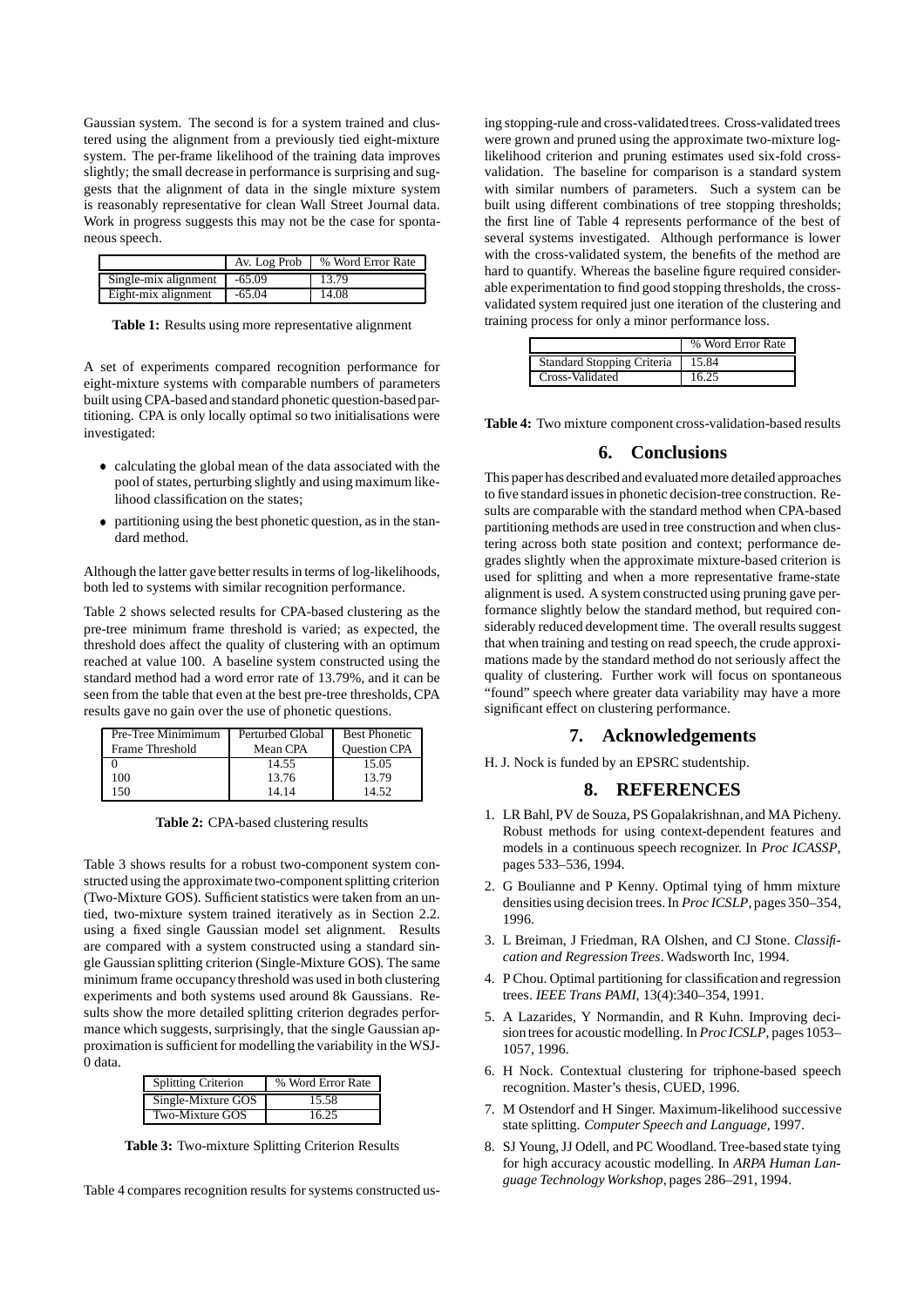Gaussian system. The second is for a system trained and clustered using the alignment from a previously tied eight-mixture system. The per-frame likelihood of the training data improves slightly; the small decrease in performance is surprising and suggests that the alignment of data in the single mixture system is reasonably representative for clean Wall Street Journal data. Work in progress suggests this may not be the case for spontaneous speech.

| | Av. Log Prob | % Word Error Rate |
|---|---|---|
| Single-mix alignment | -65.09 | 13.79 |
| Eight-mix alignment | -65.04 | 14.08 |

**Table 1:** Results using more representative alignment

A set of experiments compared recognition performance for eight-mixture systems with comparable numbers of parameters built using CPA-based and standard phonetic question-based partitioning. CPA is only locally optimal so two initialisations were investigated:

- calculating the global mean of the data associated with the pool of states, perturbing slightly and using maximum likelihood classification on the states;
- partitioning using the best phonetic question, as in the standard method.

Although the latter gave better results in terms of log-likelihoods, both led to systems with similar recognition performance.

Table 2 shows selected results for CPA-based clustering as the pre-tree minimum frame threshold is varied; as expected, the threshold does affect the quality of clustering with an optimum reached at value 100. A baseline system constructed using the standard method had a word error rate of 13.79%, and it can be seen from the table that even at the best pre-tree thresholds, CPA results gave no gain over the use of phonetic questions.

| Pre-Tree Minimimum Frame Threshold | Perturbed Global Mean CPA | Best Phonetic Question CPA |
|---|---|---|
| 0 | 14.55 | 15.05 |
| 100 | 13.76 | 13.79 |
| 150 | 14.14 | 14.52 |

**Table 2:** CPA-based clustering results

Table 3 shows results for a robust two-component system constructed using the approximate two-component splitting criterion (Two-Mixture GOS). Sufficient statistics were taken from an untied, two-mixture system trained iteratively as in Section 2.2. using a fixed single Gaussian model set alignment. Results are compared with a system constructed using a standard single Gaussian splitting criterion (Single-Mixture GOS). The same minimum frame occupancy threshold was used in both clustering experiments and both systems used around 8k Gaussians. Results show the more detailed splitting criterion degrades performance which suggests, surprisingly, that the single Gaussian approximation is sufficient for modelling the variability in the WSJ-0 data.

| Splitting Criterion | % Word Error Rate |
|---|---|
| Single-Mixture GOS | 15.58 |
| Two-Mixture GOS | 16.25 |

**Table 3:** Two-mixture Splitting Criterion Results

Table 4 compares recognition results for systems constructed using stopping-rule and cross-validated trees. Cross-validated trees were grown and pruned using the approximate two-mixture log-likelihood criterion and pruning estimates used six-fold cross-validation. The baseline for comparison is a standard system with similar numbers of parameters. Such a system can be built using different combinations of tree stopping thresholds; the first line of Table 4 represents performance of the best of several systems investigated. Although performance is lower with the cross-validated system, the benefits of the method are hard to quantify. Whereas the baseline figure required considerable experimentation to find good stopping thresholds, the cross-validated system required just one iteration of the clustering and training process for only a minor performance loss.

| | % Word Error Rate |
|---|---|
| Standard Stopping Criteria | 15.84 |
| Cross-Validated | 16.25 |

**Table 4:** Two mixture component cross-validation-based results

## 6. Conclusions

This paper has described and evaluated more detailed approaches to five standard issues in phonetic decision-tree construction. Results are comparable with the standard method when CPA-based partitioning methods are used in tree construction and when clustering across both state position and context; performance degrades slightly when the approximate mixture-based criterion is used for splitting and when a more representative frame-state alignment is used. A system constructed using pruning gave performance slightly below the standard method, but required considerably reduced development time. The overall results suggest that when training and testing on read speech, the crude approximations made by the standard method do not seriously affect the quality of clustering. Further work will focus on spontaneous "found" speech where greater data variability may have a more significant effect on clustering performance.

## 7. Acknowledgements

H. J. Nock is funded by an EPSRC studentship.

## 8. REFERENCES

1. LR Bahl, PV de Souza, PS Gopalakrishnan, and MA Picheny. Robust methods for using context-dependent features and models in a continuous speech recognizer. In *Proc ICASSP*, pages 533–536, 1994.
2. G Boulianne and P Kenny. Optimal tying of hmm mixture densities using decision trees. In *Proc ICSLP*, pages 350–354, 1996.
3. L Breiman, J Friedman, RA Olshen, and CJ Stone. *Classification and Regression Trees*. Wadsworth Inc, 1994.
4. P Chou. Optimal partitioning for classification and regression trees. *IEEE Trans PAMI*, 13(4):340–354, 1991.
5. A Lazarides, Y Normandin, and R Kuhn. Improving decision trees for acoustic modelling. In *Proc ICSLP*, pages 1053–1057, 1996.
6. H Nock. Contextual clustering for triphone-based speech recognition. Master's thesis, CUED, 1996.
7. M Ostendorf and H Singer. Maximum-likelihood successive state splitting. *Computer Speech and Language*, 1997.
8. SJ Young, JJ Odell, and PC Woodland. Tree-based state tying for high accuracy acoustic modelling. In *ARPA Human Language Technology Workshop*, pages 286–291, 1994.